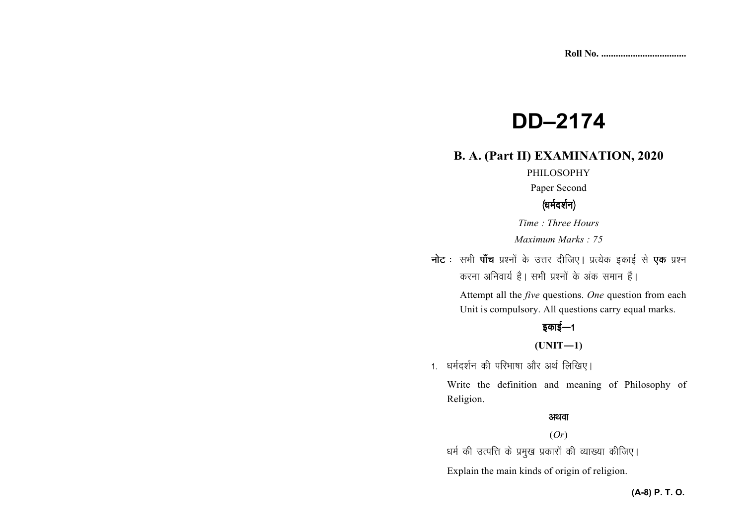Roll No. ..................................

# DD–2174

## B. A. (Part II) EXAMINATION, 2020

PHILOSOPHY

Paper Second

**(धर्मदर्शन)**

*Time : Three Hours*

*Maximum Marks : 75*

**नोट :** सभी **पाँच** प्रश्नों के उत्तर दीजिए। प्रत्येक इकाई से **एक** प्रश्न करना अनिवार्य है। सभी प्रश्नों के अंक समान हैं।

Attempt all the *five* questions. *One* question from each Unit is compulsory. All questions carry equal marks.

**इकाई—1**

**(UNIT—1)**

1. धर्मदर्शन की परिभाषा और अर्थ लिखिए।

   Write the definition and meaning of Philosophy of Religion.

   **अथवा**

   (*Or*)

   धर्म की उत्पत्ति के प्रमुख प्रकारों की व्याख्या कीजिए।

   Explain the main kinds of origin of religion.

**(A-8) P. T. O.**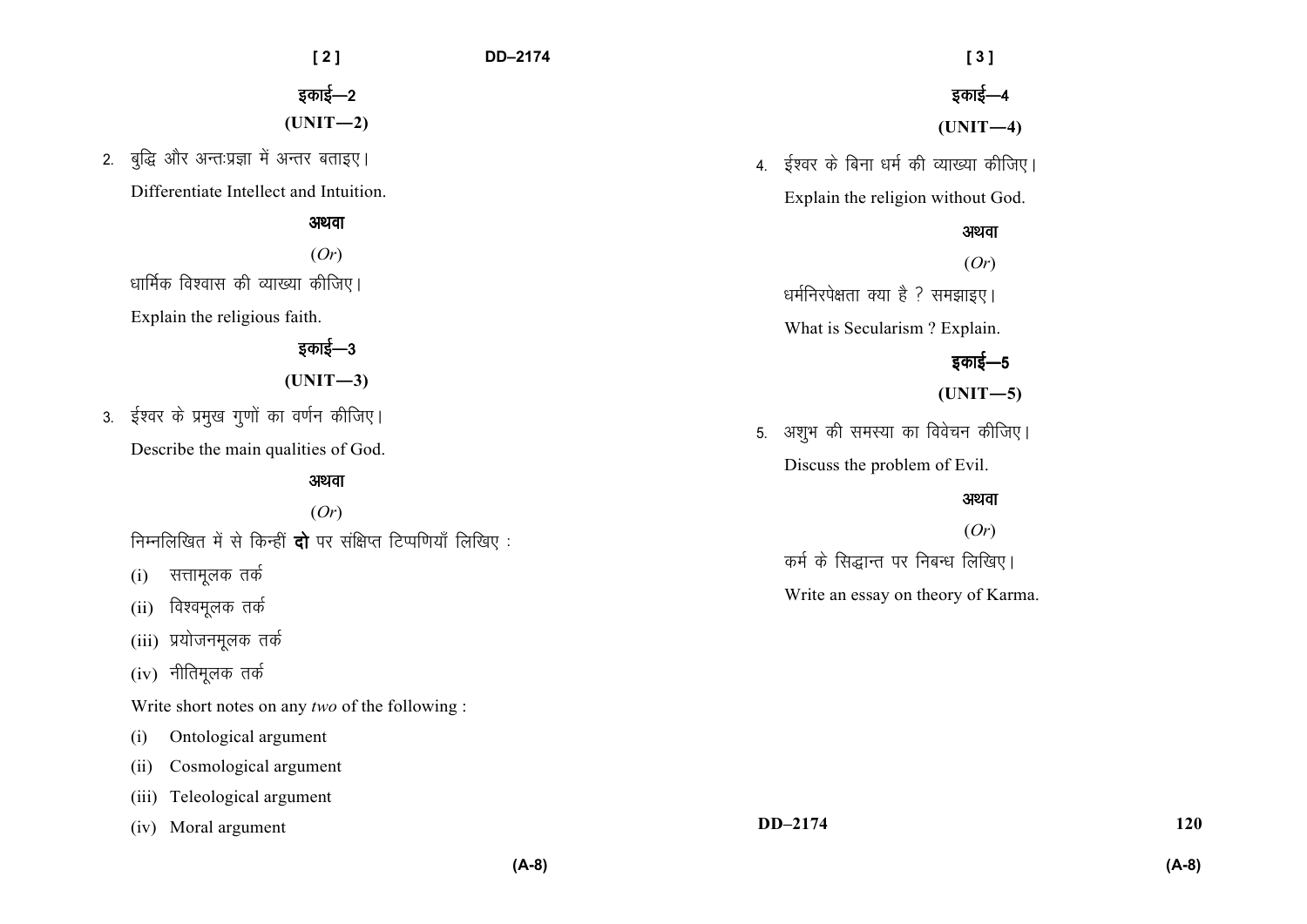## इकाई—2

## (UNIT—2)

2. बुद्धि और अन्तःप्रज्ञा में अन्तर बताइए।

   Differentiate Intellect and Intuition.

   **अथवा**

   (*Or*)

   धार्मिक विश्वास की व्याख्या कीजिए।

   Explain the religious faith.

## इकाई—3

## (UNIT—3)

3. ईश्वर के प्रमुख गुणों का वर्णन कीजिए।

   Describe the main qualities of God.

   **अथवा**

   (*Or*)

   निम्नलिखित में से किन्हीं **दो** पर संक्षिप्त टिप्पणियाँ लिखिए :

   (i) सत्तामूलक तर्क

   (ii) विश्वमूलक तर्क

   (iii) प्रयोजनमूलक तर्क

   (iv) नीतिमूलक तर्क

   Write short notes on any *two* of the following :

   (i) Ontological argument

   (ii) Cosmological argument

   (iii) Teleological argument

   (iv) Moral argument

## इकाई—4

## (UNIT—4)

4. ईश्वर के बिना धर्म की व्याख्या कीजिए।

   Explain the religion without God.

   **अथवा**

   (*Or*)

   धर्मनिरपेक्षता क्या है ? समझाइए।

   What is Secularism ? Explain.

## इकाई—5

## (UNIT—5)

5. अशुभ की समस्या का विवेचन कीजिए।

   Discuss the problem of Evil.

   **अथवा**

   (*Or*)

   कर्म के सिद्धान्त पर निबन्ध लिखिए।

   Write an essay on theory of Karma.